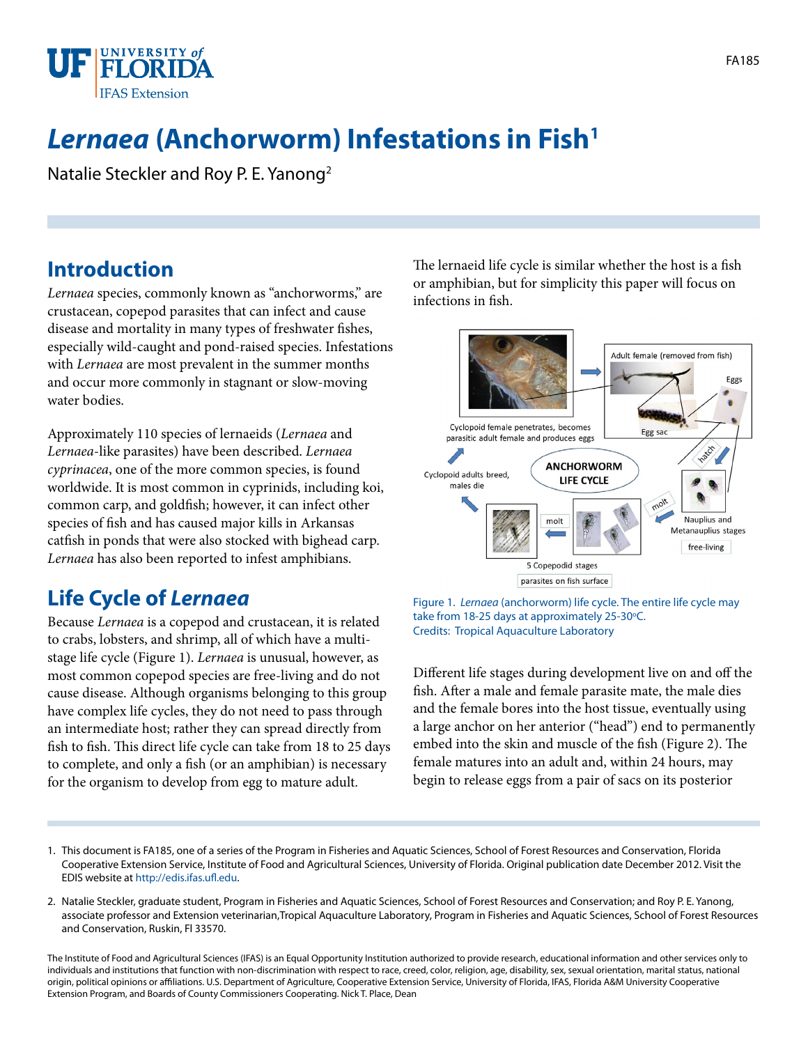# *Lernaea* (Anchorworm) Infestations in Fish[1]

Natalie Steckler and Roy P. E. Yanong[2]

## Introduction

*Lernaea* species, commonly known as "anchorworms," are crustacean, copepod parasites that can infect and cause disease and mortality in many types of freshwater fishes, especially wild-caught and pond-raised species. Infestations with *Lernaea* are most prevalent in the summer months and occur more commonly in stagnant or slow-moving water bodies.

Approximately 110 species of lernaeids (*Lernaea* and *Lernaea*-like parasites) have been described. *Lernaea cyprinacea*, one of the more common species, is found worldwide. It is most common in cyprinids, including koi, common carp, and goldfish; however, it can infect other species of fish and has caused major kills in Arkansas catfish in ponds that were also stocked with bighead carp. *Lernaea* has also been reported to infest amphibians.

## Life Cycle of *Lernaea*

Because *Lernaea* is a copepod and crustacean, it is related to crabs, lobsters, and shrimp, all of which have a multi-stage life cycle (Figure 1). *Lernaea* is unusual, however, as most common copepod species are free-living and do not cause disease. Although organisms belonging to this group have complex life cycles, they do not need to pass through an intermediate host; rather they can spread directly from fish to fish. This direct life cycle can take from 18 to 25 days to complete, and only a fish (or an amphibian) is necessary for the organism to develop from egg to mature adult.

The lernaeid life cycle is similar whether the host is a fish or amphibian, but for simplicity this paper will focus on infections in fish.

Figure 1. *Lernaea* (anchorworm) life cycle. The entire life cycle may take from 18-25 days at approximately 25-30°C.
Credits: Tropical Aquaculture Laboratory

Different life stages during development live on and off the fish. After a male and female parasite mate, the male dies and the female bores into the host tissue, eventually using a large anchor on her anterior ("head") end to permanently embed into the skin and muscle of the fish (Figure 2). The female matures into an adult and, within 24 hours, may begin to release eggs from a pair of sacs on its posterior

1. This document is FA185, one of a series of the Program in Fisheries and Aquatic Sciences, School of Forest Resources and Conservation, Florida Cooperative Extension Service, Institute of Food and Agricultural Sciences, University of Florida. Original publication date December 2012. Visit the EDIS website at http://edis.ifas.ufl.edu.

2. Natalie Steckler, graduate student, Program in Fisheries and Aquatic Sciences, School of Forest Resources and Conservation; and Roy P. E. Yanong, associate professor and Extension veterinarian,Tropical Aquaculture Laboratory, Program in Fisheries and Aquatic Sciences, School of Forest Resources and Conservation, Ruskin, Fl 33570.

The Institute of Food and Agricultural Sciences (IFAS) is an Equal Opportunity Institution authorized to provide research, educational information and other services only to individuals and institutions that function with non-discrimination with respect to race, creed, color, religion, age, disability, sex, sexual orientation, marital status, national origin, political opinions or affiliations. U.S. Department of Agriculture, Cooperative Extension Service, University of Florida, IFAS, Florida A&M University Cooperative Extension Program, and Boards of County Commissioners Cooperating. Nick T. Place, Dean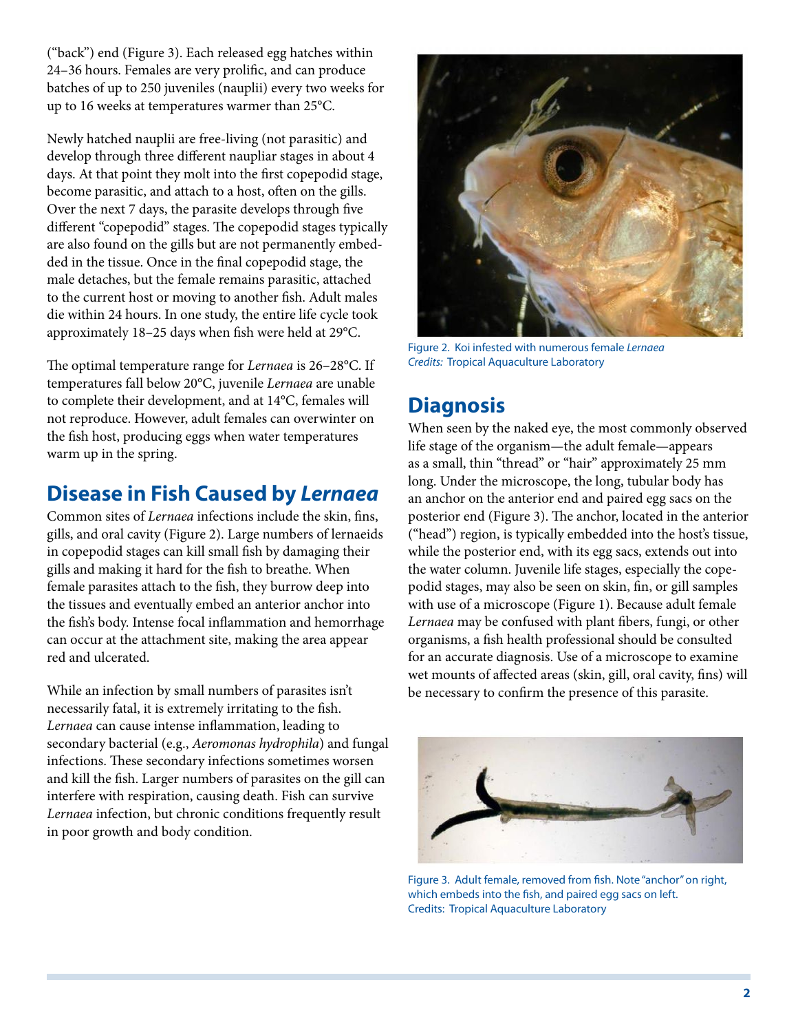("back") end (Figure 3). Each released egg hatches within 24–36 hours. Females are very prolific, and can produce batches of up to 250 juveniles (nauplii) every two weeks for up to 16 weeks at temperatures warmer than 25°C.

Newly hatched nauplii are free-living (not parasitic) and develop through three different naupliar stages in about 4 days. At that point they molt into the first copepodid stage, become parasitic, and attach to a host, often on the gills. Over the next 7 days, the parasite develops through five different "copepodid" stages. The copepodid stages typically are also found on the gills but are not permanently embedded in the tissue. Once in the final copepodid stage, the male detaches, but the female remains parasitic, attached to the current host or moving to another fish. Adult males die within 24 hours. In one study, the entire life cycle took approximately 18–25 days when fish were held at 29°C.

The optimal temperature range for *Lernaea* is 26–28°C. If temperatures fall below 20°C, juvenile *Lernaea* are unable to complete their development, and at 14°C, females will not reproduce. However, adult females can overwinter on the fish host, producing eggs when water temperatures warm up in the spring.

## Disease in Fish Caused by *Lernaea*

Common sites of *Lernaea* infections include the skin, fins, gills, and oral cavity (Figure 2). Large numbers of lernaeids in copepodid stages can kill small fish by damaging their gills and making it hard for the fish to breathe. When female parasites attach to the fish, they burrow deep into the tissues and eventually embed an anterior anchor into the fish's body. Intense focal inflammation and hemorrhage can occur at the attachment site, making the area appear red and ulcerated.

While an infection by small numbers of parasites isn't necessarily fatal, it is extremely irritating to the fish. *Lernaea* can cause intense inflammation, leading to secondary bacterial (e.g., *Aeromonas hydrophila*) and fungal infections. These secondary infections sometimes worsen and kill the fish. Larger numbers of parasites on the gill can interfere with respiration, causing death. Fish can survive *Lernaea* infection, but chronic conditions frequently result in poor growth and body condition.

Figure 2. Koi infested with numerous female *Lernaea*
*Credits:* Tropical Aquaculture Laboratory

## Diagnosis

When seen by the naked eye, the most commonly observed life stage of the organism—the adult female—appears as a small, thin "thread" or "hair" approximately 25 mm long. Under the microscope, the long, tubular body has an anchor on the anterior end and paired egg sacs on the posterior end (Figure 3). The anchor, located in the anterior ("head") region, is typically embedded into the host's tissue, while the posterior end, with its egg sacs, extends out into the water column. Juvenile life stages, especially the copepodid stages, may also be seen on skin, fin, or gill samples with use of a microscope (Figure 1). Because adult female *Lernaea* may be confused with plant fibers, fungi, or other organisms, a fish health professional should be consulted for an accurate diagnosis. Use of a microscope to examine wet mounts of affected areas (skin, gill, oral cavity, fins) will be necessary to confirm the presence of this parasite.

Figure 3. Adult female, removed from fish. Note "anchor" on right, which embeds into the fish, and paired egg sacs on left.
Credits: Tropical Aquaculture Laboratory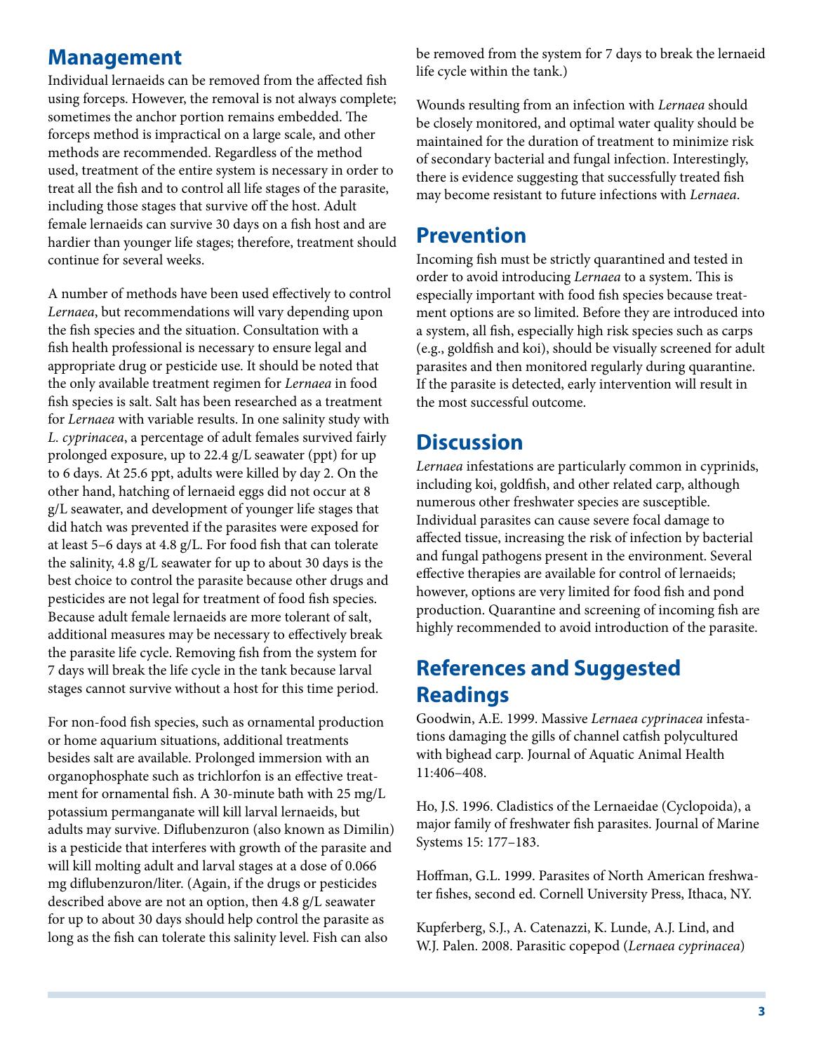## Management

Individual lernaeids can be removed from the affected fish using forceps. However, the removal is not always complete; sometimes the anchor portion remains embedded. The forceps method is impractical on a large scale, and other methods are recommended. Regardless of the method used, treatment of the entire system is necessary in order to treat all the fish and to control all life stages of the parasite, including those stages that survive off the host. Adult female lernaeids can survive 30 days on a fish host and are hardier than younger life stages; therefore, treatment should continue for several weeks.

A number of methods have been used effectively to control *Lernaea*, but recommendations will vary depending upon the fish species and the situation. Consultation with a fish health professional is necessary to ensure legal and appropriate drug or pesticide use. It should be noted that the only available treatment regimen for *Lernaea* in food fish species is salt. Salt has been researched as a treatment for *Lernaea* with variable results. In one salinity study with *L. cyprinacea*, a percentage of adult females survived fairly prolonged exposure, up to 22.4 g/L seawater (ppt) for up to 6 days. At 25.6 ppt, adults were killed by day 2. On the other hand, hatching of lernaeid eggs did not occur at 8 g/L seawater, and development of younger life stages that did hatch was prevented if the parasites were exposed for at least 5–6 days at 4.8 g/L. For food fish that can tolerate the salinity, 4.8 g/L seawater for up to about 30 days is the best choice to control the parasite because other drugs and pesticides are not legal for treatment of food fish species. Because adult female lernaeids are more tolerant of salt, additional measures may be necessary to effectively break the parasite life cycle. Removing fish from the system for 7 days will break the life cycle in the tank because larval stages cannot survive without a host for this time period.

For non-food fish species, such as ornamental production or home aquarium situations, additional treatments besides salt are available. Prolonged immersion with an organophosphate such as trichlorfon is an effective treatment for ornamental fish. A 30-minute bath with 25 mg/L potassium permanganate will kill larval lernaeids, but adults may survive. Diflubenzuron (also known as Dimilin) is a pesticide that interferes with growth of the parasite and will kill molting adult and larval stages at a dose of 0.066 mg diflubenzuron/liter. (Again, if the drugs or pesticides described above are not an option, then 4.8 g/L seawater for up to about 30 days should help control the parasite as long as the fish can tolerate this salinity level. Fish can also be removed from the system for 7 days to break the lernaeid life cycle within the tank.)

Wounds resulting from an infection with *Lernaea* should be closely monitored, and optimal water quality should be maintained for the duration of treatment to minimize risk of secondary bacterial and fungal infection. Interestingly, there is evidence suggesting that successfully treated fish may become resistant to future infections with *Lernaea*.

## Prevention

Incoming fish must be strictly quarantined and tested in order to avoid introducing *Lernaea* to a system. This is especially important with food fish species because treatment options are so limited. Before they are introduced into a system, all fish, especially high risk species such as carps (e.g., goldfish and koi), should be visually screened for adult parasites and then monitored regularly during quarantine. If the parasite is detected, early intervention will result in the most successful outcome.

## Discussion

*Lernaea* infestations are particularly common in cyprinids, including koi, goldfish, and other related carp, although numerous other freshwater species are susceptible. Individual parasites can cause severe focal damage to affected tissue, increasing the risk of infection by bacterial and fungal pathogens present in the environment. Several effective therapies are available for control of lernaeids; however, options are very limited for food fish and pond production. Quarantine and screening of incoming fish are highly recommended to avoid introduction of the parasite.

## References and Suggested Readings

Goodwin, A.E. 1999. Massive *Lernaea cyprinacea* infestations damaging the gills of channel catfish polycultured with bighead carp. Journal of Aquatic Animal Health 11:406–408.

Ho, J.S. 1996. Cladistics of the Lernaeidae (Cyclopoida), a major family of freshwater fish parasites. Journal of Marine Systems 15: 177–183.

Hoffman, G.L. 1999. Parasites of North American freshwater fishes, second ed. Cornell University Press, Ithaca, NY.

Kupferberg, S.J., A. Catenazzi, K. Lunde, A.J. Lind, and W.J. Palen. 2008. Parasitic copepod (*Lernaea cyprinacea*)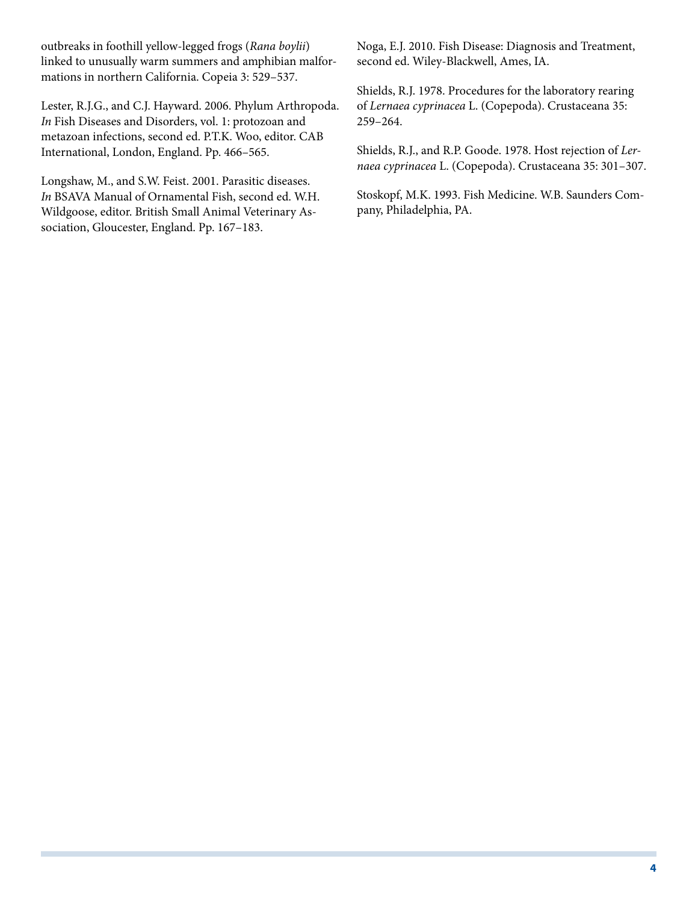outbreaks in foothill yellow-legged frogs (*Rana boylii*) linked to unusually warm summers and amphibian malformations in northern California. Copeia 3: 529–537.

Lester, R.J.G., and C.J. Hayward. 2006. Phylum Arthropoda. *In* Fish Diseases and Disorders, vol. 1: protozoan and metazoan infections, second ed. P.T.K. Woo, editor. CAB International, London, England. Pp. 466–565.

Longshaw, M., and S.W. Feist. 2001. Parasitic diseases. *In* BSAVA Manual of Ornamental Fish, second ed. W.H. Wildgoose, editor. British Small Animal Veterinary Association, Gloucester, England. Pp. 167–183.

Noga, E.J. 2010. Fish Disease: Diagnosis and Treatment, second ed. Wiley-Blackwell, Ames, IA.

Shields, R.J. 1978. Procedures for the laboratory rearing of *Lernaea cyprinacea* L. (Copepoda). Crustaceana 35: 259–264.

Shields, R.J., and R.P. Goode. 1978. Host rejection of *Lernaea cyprinacea* L. (Copepoda). Crustaceana 35: 301–307.

Stoskopf, M.K. 1993. Fish Medicine. W.B. Saunders Company, Philadelphia, PA.